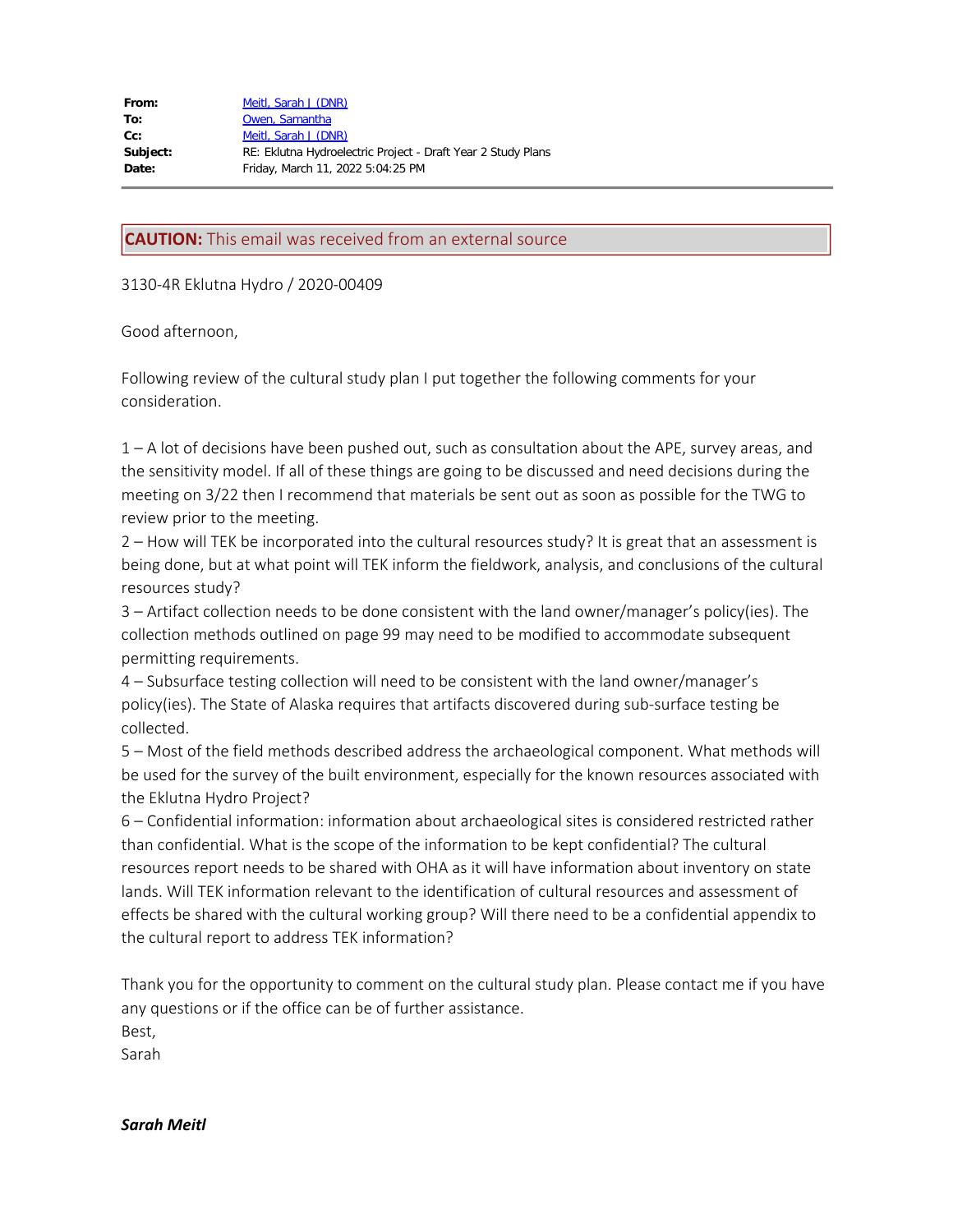| | |
|---|---|
| **From:** | Meitl, Sarah J (DNR) |
| **To:** | Owen, Samantha |
| **Cc:** | Meitl, Sarah J (DNR) |
| **Subject:** | RE: Eklutna Hydroelectric Project - Draft Year 2 Study Plans |
| **Date:** | Friday, March 11, 2022 5:04:25 PM |

**CAUTION:** This email was received from an external source

3130-4R Eklutna Hydro / 2020-00409

Good afternoon,

Following review of the cultural study plan I put together the following comments for your consideration.

1 – A lot of decisions have been pushed out, such as consultation about the APE, survey areas, and the sensitivity model. If all of these things are going to be discussed and need decisions during the meeting on 3/22 then I recommend that materials be sent out as soon as possible for the TWG to review prior to the meeting.
2 – How will TEK be incorporated into the cultural resources study? It is great that an assessment is being done, but at what point will TEK inform the fieldwork, analysis, and conclusions of the cultural resources study?
3 – Artifact collection needs to be done consistent with the land owner/manager's policy(ies). The collection methods outlined on page 99 may need to be modified to accommodate subsequent permitting requirements.
4 – Subsurface testing collection will need to be consistent with the land owner/manager's policy(ies). The State of Alaska requires that artifacts discovered during sub-surface testing be collected.
5 – Most of the field methods described address the archaeological component. What methods will be used for the survey of the built environment, especially for the known resources associated with the Eklutna Hydro Project?
6 – Confidential information: information about archaeological sites is considered restricted rather than confidential. What is the scope of the information to be kept confidential? The cultural resources report needs to be shared with OHA as it will have information about inventory on state lands. Will TEK information relevant to the identification of cultural resources and assessment of effects be shared with the cultural working group? Will there need to be a confidential appendix to the cultural report to address TEK information?

Thank you for the opportunity to comment on the cultural study plan. Please contact me if you have any questions or if the office can be of further assistance.
Best,
Sarah

***Sarah Meitl***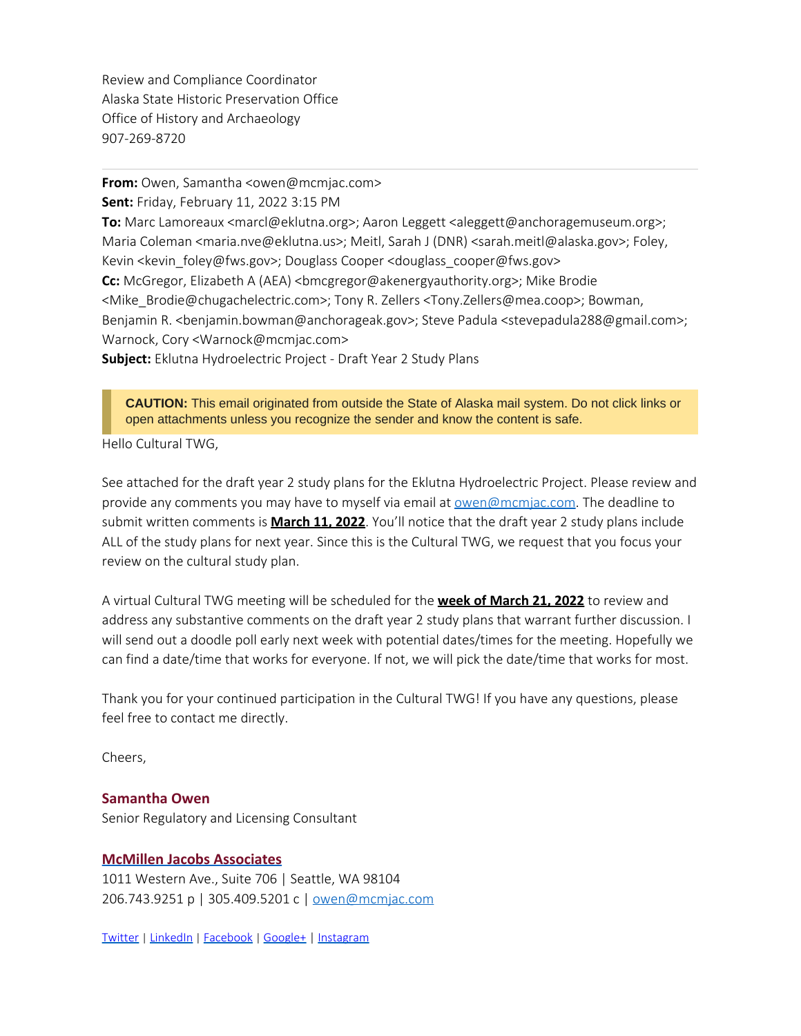Review and Compliance Coordinator
Alaska State Historic Preservation Office
Office of History and Archaeology
907-269-8720

---

**From:** Owen, Samantha <owen@mcmjac.com>
**Sent:** Friday, February 11, 2022 3:15 PM
**To:** Marc Lamoreaux <marcl@eklutna.org>; Aaron Leggett <aleggett@anchoragemuseum.org>; Maria Coleman <maria.nve@eklutna.us>; Meitl, Sarah J (DNR) <sarah.meitl@alaska.gov>; Foley, Kevin <kevin_foley@fws.gov>; Douglass Cooper <douglass_cooper@fws.gov>
**Cc:** McGregor, Elizabeth A (AEA) <bmcgregor@akenergyauthority.org>; Mike Brodie <Mike_Brodie@chugachelectric.com>; Tony R. Zellers <Tony.Zellers@mea.coop>; Bowman, Benjamin R. <benjamin.bowman@anchorageak.gov>; Steve Padula <stevepadula288@gmail.com>; Warnock, Cory <Warnock@mcmjac.com>
**Subject:** Eklutna Hydroelectric Project - Draft Year 2 Study Plans

> **CAUTION:** This email originated from outside the State of Alaska mail system. Do not click links or open attachments unless you recognize the sender and know the content is safe.

Hello Cultural TWG,

See attached for the draft year 2 study plans for the Eklutna Hydroelectric Project. Please review and provide any comments you may have to myself via email at owen@mcmjac.com. The deadline to submit written comments is **March 11, 2022**. You'll notice that the draft year 2 study plans include ALL of the study plans for next year. Since this is the Cultural TWG, we request that you focus your review on the cultural study plan.

A virtual Cultural TWG meeting will be scheduled for the **week of March 21, 2022** to review and address any substantive comments on the draft year 2 study plans that warrant further discussion. I will send out a doodle poll early next week with potential dates/times for the meeting. Hopefully we can find a date/time that works for everyone. If not, we will pick the date/time that works for most.

Thank you for your continued participation in the Cultural TWG! If you have any questions, please feel free to contact me directly.

Cheers,

**Samantha Owen**
Senior Regulatory and Licensing Consultant

**McMillen Jacobs Associates**
1011 Western Ave., Suite 706 | Seattle, WA 98104
206.743.9251 p | 305.409.5201 c | owen@mcmjac.com

Twitter | LinkedIn | Facebook | Google+ | Instagram